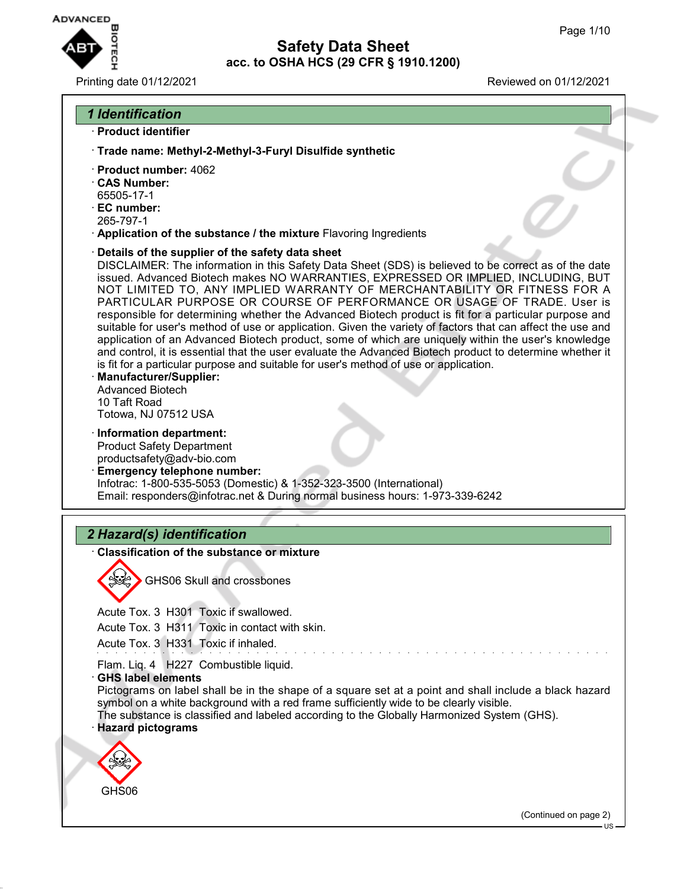# Safety Data Sheet
## acc. to OSHA HCS (29 CFR § 1910.1200)

Printing date 01/12/2021 Reviewed on 01/12/2021

## 1 Identification

· **Product identifier**

· **Trade name: Methyl-2-Methyl-3-Furyl Disulfide synthetic**

· **Product number:** 4062
· **CAS Number:**
65505-17-1
· **EC number:**
265-797-1
· **Application of the substance / the mixture** Flavoring Ingredients

· **Details of the supplier of the safety data sheet**
DISCLAIMER: The information in this Safety Data Sheet (SDS) is believed to be correct as of the date issued. Advanced Biotech makes NO WARRANTIES, EXPRESSED OR IMPLIED, INCLUDING, BUT NOT LIMITED TO, ANY IMPLIED WARRANTY OF MERCHANTABILITY OR FITNESS FOR A PARTICULAR PURPOSE OR COURSE OF PERFORMANCE OR USAGE OF TRADE. User is responsible for determining whether the Advanced Biotech product is fit for a particular purpose and suitable for user's method of use or application. Given the variety of factors that can affect the use and application of an Advanced Biotech product, some of which are uniquely within the user's knowledge and control, it is essential that the user evaluate the Advanced Biotech product to determine whether it is fit for a particular purpose and suitable for user's method of use or application.
· **Manufacturer/Supplier:**
Advanced Biotech
10 Taft Road
Totowa, NJ 07512 USA

· **Information department:**
Product Safety Department
productsafety@adv-bio.com
· **Emergency telephone number:**
Infotrac: 1-800-535-5053 (Domestic) & 1-352-323-3500 (International)
Email: responders@infotrac.net & During normal business hours: 1-973-339-6242

## 2 Hazard(s) identification

· **Classification of the substance or mixture**

GHS06 Skull and crossbones

Acute Tox. 3 H301 Toxic if swallowed.
Acute Tox. 3 H311 Toxic in contact with skin.
Acute Tox. 3 H331 Toxic if inhaled.

Flam. Liq. 4 H227 Combustible liquid.
· **GHS label elements**
Pictograms on label shall be in the shape of a square set at a point and shall include a black hazard symbol on a white background with a red frame sufficiently wide to be clearly visible.
The substance is classified and labeled according to the Globally Harmonized System (GHS).
· **Hazard pictograms**

GHS06

(Continued on page 2)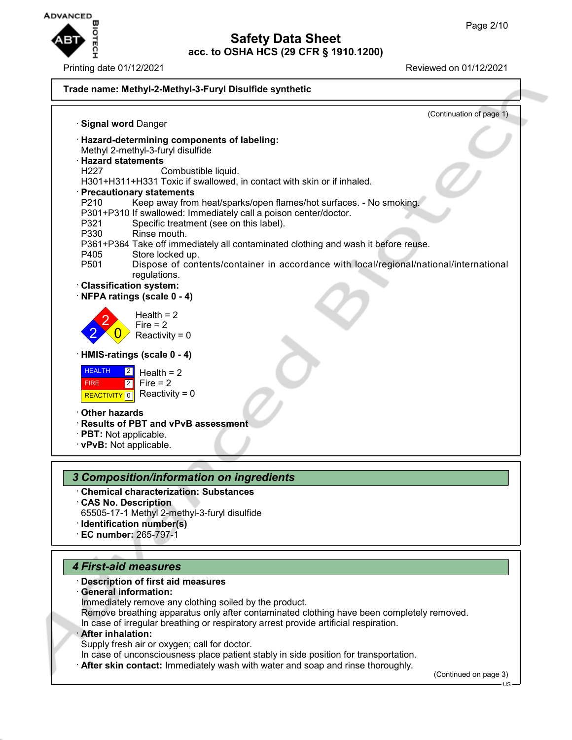**Trade name: Methyl-2-Methyl-3-Furyl Disulfide synthetic**

(Continuation of page 1)

· **Signal word** Danger

· **Hazard-determining components of labeling:**
Methyl 2-methyl-3-furyl disulfide

· **Hazard statements**
H227 Combustible liquid.
H301+H311+H331 Toxic if swallowed, in contact with skin or if inhaled.

· **Precautionary statements**
P210 Keep away from heat/sparks/open flames/hot surfaces. - No smoking.
P301+P310 If swallowed: Immediately call a poison center/doctor.
P321 Specific treatment (see on this label).
P330 Rinse mouth.
P361+P364 Take off immediately all contaminated clothing and wash it before reuse.
P405 Store locked up.
P501 Dispose of contents/container in accordance with local/regional/national/international regulations.

· **Classification system:**

· **NFPA ratings (scale 0 - 4)**

Health = 2
Fire = 2
Reactivity = 0

· **HMIS-ratings (scale 0 - 4)**

| | |
|---|---|
| HEALTH | 2 |
| FIRE | 2 |
| REACTIVITY | 0 |

Health = 2
Fire = 2
Reactivity = 0

· **Other hazards**

· **Results of PBT and vPvB assessment**

· **PBT:** Not applicable.

· **vPvB:** Not applicable.

## *3 Composition/information on ingredients*

· **Chemical characterization: Substances**

· **CAS No. Description**
65505-17-1 Methyl 2-methyl-3-furyl disulfide

· **Identification number(s)**

· **EC number:** 265-797-1

## *4 First-aid measures*

· **Description of first aid measures**

· **General information:**
Immediately remove any clothing soiled by the product.
Remove breathing apparatus only after contaminated clothing have been completely removed.
In case of irregular breathing or respiratory arrest provide artificial respiration.

· **After inhalation:**
Supply fresh air or oxygen; call for doctor.
In case of unconsciousness place patient stably in side position for transportation.

· **After skin contact:** Immediately wash with water and soap and rinse thoroughly.

(Continued on page 3)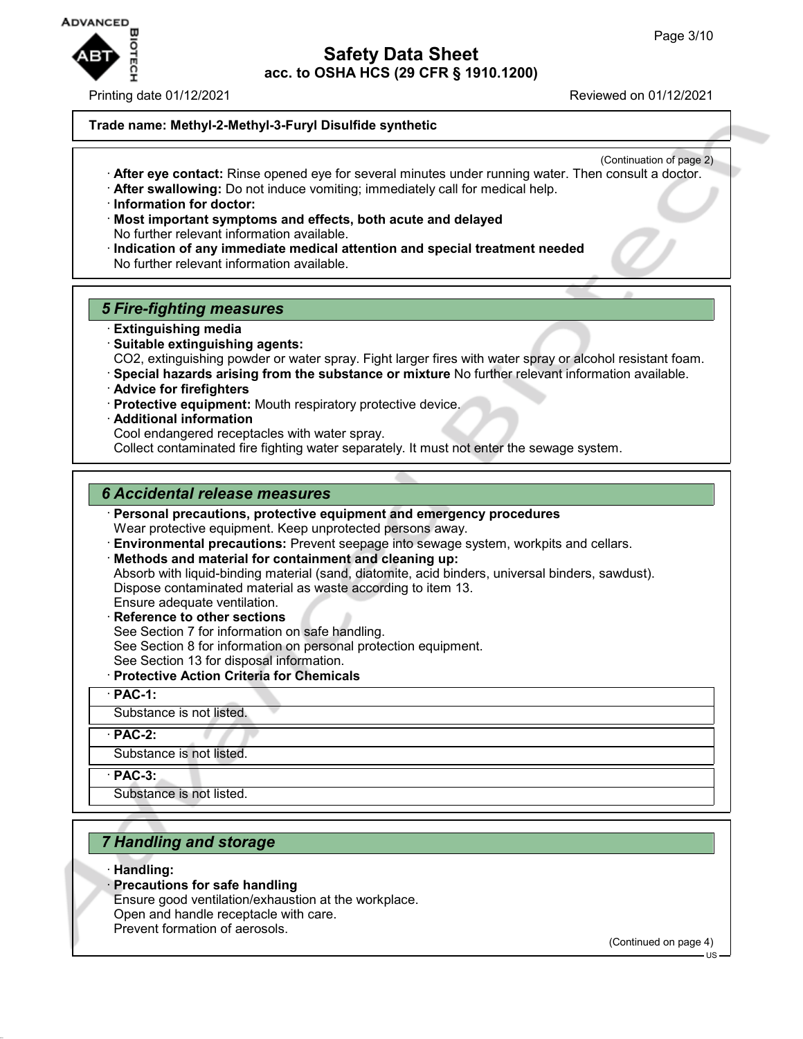**Trade name: Methyl-2-Methyl-3-Furyl Disulfide synthetic**

(Continuation of page 2)

· **After eye contact:** Rinse opened eye for several minutes under running water. Then consult a doctor.
· **After swallowing:** Do not induce vomiting; immediately call for medical help.
· **Information for doctor:**
· **Most important symptoms and effects, both acute and delayed**
No further relevant information available.
· **Indication of any immediate medical attention and special treatment needed**
No further relevant information available.

## *5 Fire-fighting measures*

· **Extinguishing media**
· **Suitable extinguishing agents:**
$CO_2$, extinguishing powder or water spray. Fight larger fires with water spray or alcohol resistant foam.
· **Special hazards arising from the substance or mixture** No further relevant information available.
· **Advice for firefighters**
· **Protective equipment:** Mouth respiratory protective device.
· **Additional information**
Cool endangered receptacles with water spray.
Collect contaminated fire fighting water separately. It must not enter the sewage system.

## *6 Accidental release measures*

· **Personal precautions, protective equipment and emergency procedures**
Wear protective equipment. Keep unprotected persons away.
· **Environmental precautions:** Prevent seepage into sewage system, workpits and cellars.
· **Methods and material for containment and cleaning up:**
Absorb with liquid-binding material (sand, diatomite, acid binders, universal binders, sawdust).
Dispose contaminated material as waste according to item 13.
Ensure adequate ventilation.
· **Reference to other sections**
See Section 7 for information on safe handling.
See Section 8 for information on personal protection equipment.
See Section 13 for disposal information.
· **Protective Action Criteria for Chemicals**

| · **PAC-1:** |
|---|
| Substance is not listed. |

| · **PAC-2:** |
|---|
| Substance is not listed. |

| · **PAC-3:** |
|---|
| Substance is not listed. |

## *7 Handling and storage*

· **Handling:**
· **Precautions for safe handling**
Ensure good ventilation/exhaustion at the workplace.
Open and handle receptacle with care.
Prevent formation of aerosols.

(Continued on page 4)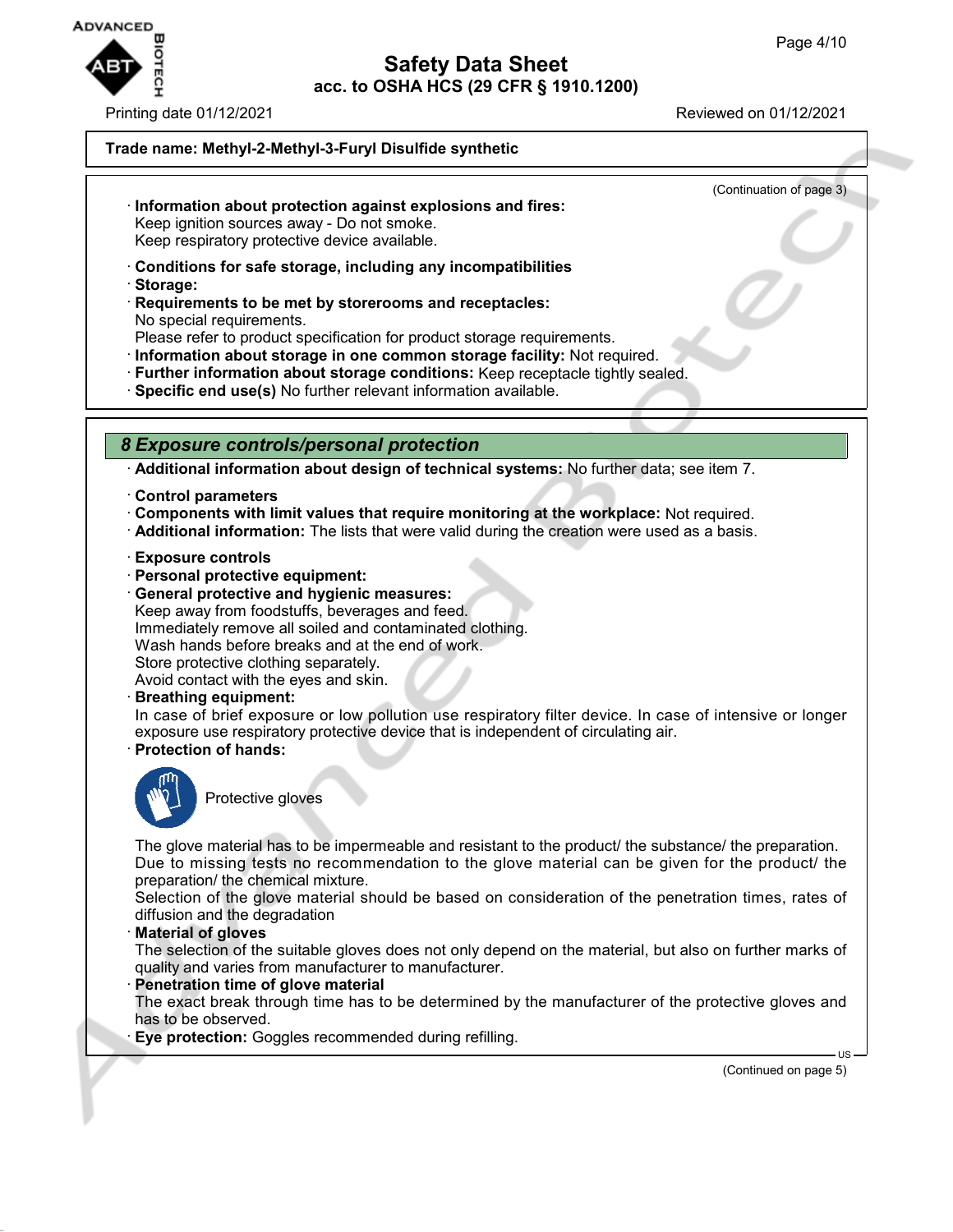Trade name: Methyl-2-Methyl-3-Furyl Disulfide synthetic

(Continuation of page 3)

· **Information about protection against explosions and fires:**
Keep ignition sources away - Do not smoke.
Keep respiratory protective device available.

· **Conditions for safe storage, including any incompatibilities**
· **Storage:**
· **Requirements to be met by storerooms and receptacles:**
No special requirements.
Please refer to product specification for product storage requirements.
· **Information about storage in one common storage facility:** Not required.
· **Further information about storage conditions:** Keep receptacle tightly sealed.
· **Specific end use(s)** No further relevant information available.

## *8 Exposure controls/personal protection*

· **Additional information about design of technical systems:** No further data; see item 7.

· **Control parameters**
· **Components with limit values that require monitoring at the workplace:** Not required.
· **Additional information:** The lists that were valid during the creation were used as a basis.

· **Exposure controls**
· **Personal protective equipment:**
· **General protective and hygienic measures:**
Keep away from foodstuffs, beverages and feed.
Immediately remove all soiled and contaminated clothing.
Wash hands before breaks and at the end of work.
Store protective clothing separately.
Avoid contact with the eyes and skin.
· **Breathing equipment:**
In case of brief exposure or low pollution use respiratory filter device. In case of intensive or longer exposure use respiratory protective device that is independent of circulating air.
· **Protection of hands:**

Protective gloves

The glove material has to be impermeable and resistant to the product/ the substance/ the preparation.
Due to missing tests no recommendation to the glove material can be given for the product/ the preparation/ the chemical mixture.
Selection of the glove material should be based on consideration of the penetration times, rates of diffusion and the degradation
· **Material of gloves**
The selection of the suitable gloves does not only depend on the material, but also on further marks of quality and varies from manufacturer to manufacturer.
· **Penetration time of glove material**
The exact break through time has to be determined by the manufacturer of the protective gloves and has to be observed.
· **Eye protection:** Goggles recommended during refilling.

(Continued on page 5)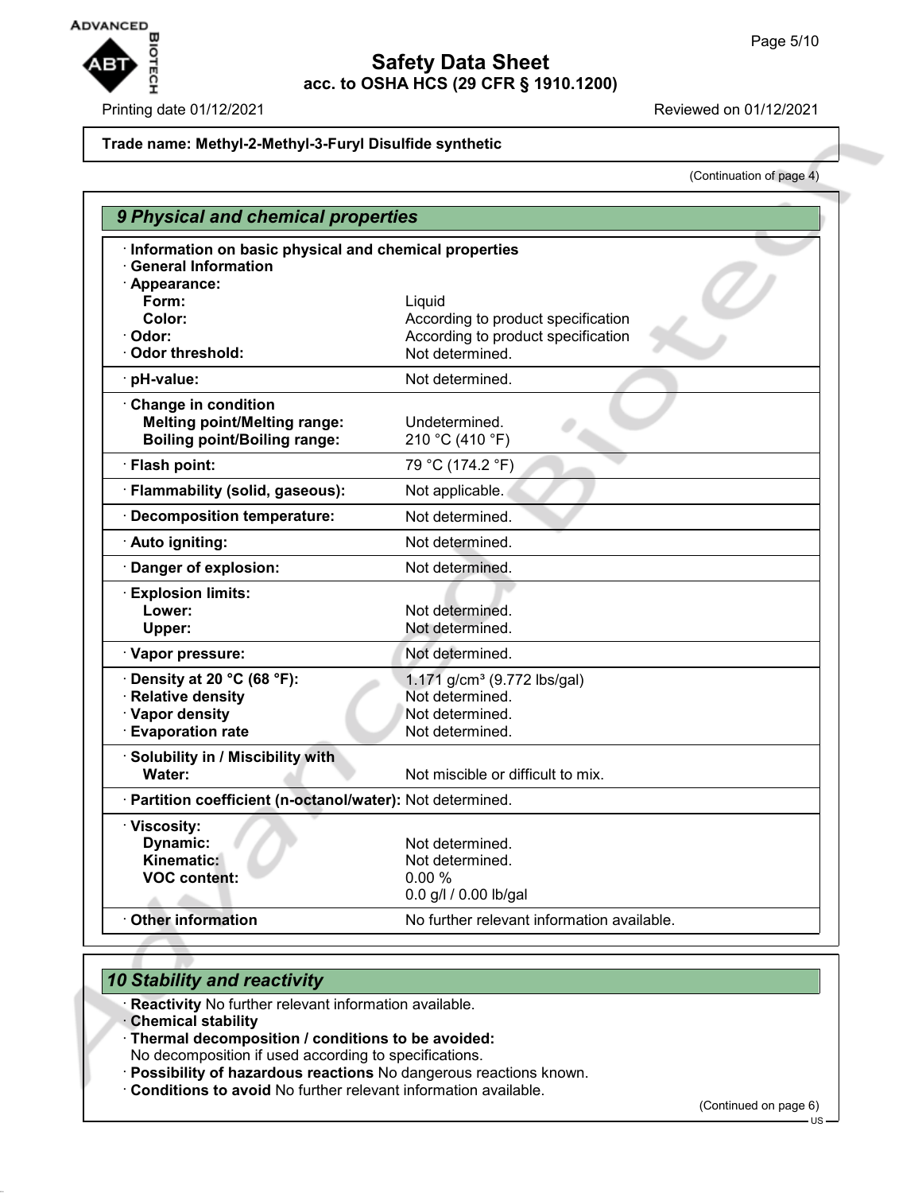**Trade name: Methyl-2-Methyl-3-Furyl Disulfide synthetic**

(Continuation of page 4)

## 9 Physical and chemical properties

| | |
|---|---|
| · **Information on basic physical and chemical properties** | |
| · **General Information** | |
| · **Appearance:** | |
| **Form:** | Liquid |
| **Color:** | According to product specification |
| · **Odor:** | According to product specification |
| · **Odor threshold:** | Not determined. |
| · **pH-value:** | Not determined. |
| · **Change in condition** | |
| **Melting point/Melting range:** | Undetermined. |
| **Boiling point/Boiling range:** | 210 °C (410 °F) |
| · **Flash point:** | 79 °C (174.2 °F) |
| · **Flammability (solid, gaseous):** | Not applicable. |
| · **Decomposition temperature:** | Not determined. |
| · **Auto igniting:** | Not determined. |
| · **Danger of explosion:** | Not determined. |
| · **Explosion limits:** | |
| **Lower:** | Not determined. |
| **Upper:** | Not determined. |
| · **Vapor pressure:** | Not determined. |
| · **Density at 20 °C (68 °F):** | 1.171 g/cm³ (9.772 lbs/gal) |
| · **Relative density** | Not determined. |
| · **Vapor density** | Not determined. |
| · **Evaporation rate** | Not determined. |
| · **Solubility in / Miscibility with** | |
| **Water:** | Not miscible or difficult to mix. |
| · **Partition coefficient (n-octanol/water):** | Not determined. |
| · **Viscosity:** | |
| **Dynamic:** | Not determined. |
| **Kinematic:** | Not determined. |
| **VOC content:** | 0.00 % |
| | 0.0 g/l / 0.00 lb/gal |
| · **Other information** | No further relevant information available. |

## 10 Stability and reactivity

· **Reactivity** No further relevant information available.
· **Chemical stability**
· **Thermal decomposition / conditions to be avoided:**
No decomposition if used according to specifications.
· **Possibility of hazardous reactions** No dangerous reactions known.
· **Conditions to avoid** No further relevant information available.

(Continued on page 6)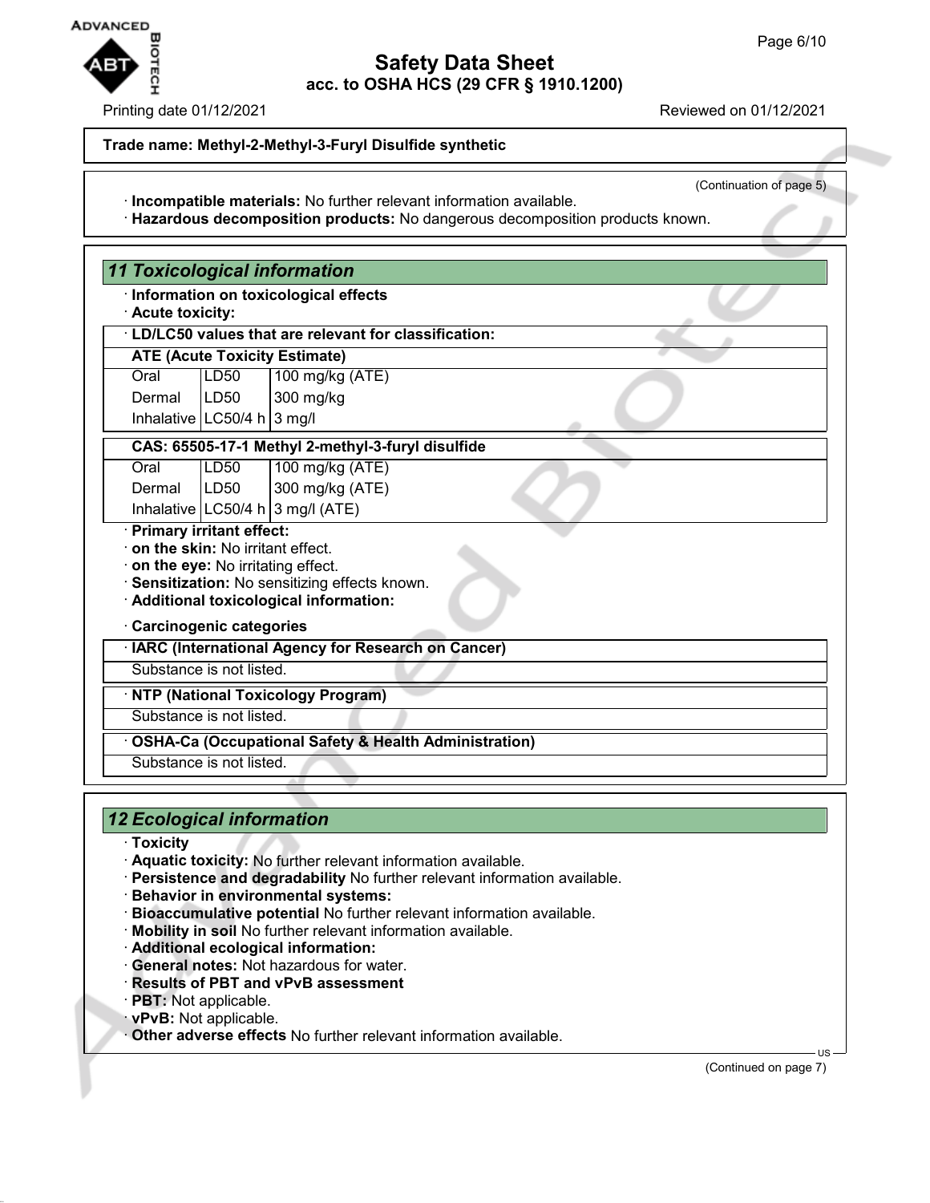**Trade name: Methyl-2-Methyl-3-Furyl Disulfide synthetic**

(Continuation of page 5)

· **Incompatible materials:** No further relevant information available.
· **Hazardous decomposition products:** No dangerous decomposition products known.

## 11 Toxicological information

· **Information on toxicological effects**
· **Acute toxicity:**

· **LD/LC50 values that are relevant for classification:**

| **ATE (Acute Toxicity Estimate)** | | |
|---|---|---|
| Oral | LD50 | 100 mg/kg (ATE) |
| Dermal | LD50 | 300 mg/kg |
| Inhalative | LC50/4 h | 3 mg/l |

| **CAS: 65505-17-1 Methyl 2-methyl-3-furyl disulfide** | | |
|---|---|---|
| Oral | LD50 | 100 mg/kg (ATE) |
| Dermal | LD50 | 300 mg/kg (ATE) |
| Inhalative | LC50/4 h | 3 mg/l (ATE) |

· **Primary irritant effect:**
· **on the skin:** No irritant effect.
· **on the eye:** No irritating effect.
· **Sensitization:** No sensitizing effects known.
· **Additional toxicological information:**

· **Carcinogenic categories**

· **IARC (International Agency for Research on Cancer)**

Substance is not listed.

· **NTP (National Toxicology Program)**

Substance is not listed.

· **OSHA-Ca (Occupational Safety & Health Administration)**

Substance is not listed.

## 12 Ecological information

· **Toxicity**
· **Aquatic toxicity:** No further relevant information available.
· **Persistence and degradability** No further relevant information available.
· **Behavior in environmental systems:**
· **Bioaccumulative potential** No further relevant information available.
· **Mobility in soil** No further relevant information available.
· **Additional ecological information:**
· **General notes:** Not hazardous for water.
· **Results of PBT and vPvB assessment**
· **PBT:** Not applicable.
· **vPvB:** Not applicable.
· **Other adverse effects** No further relevant information available.

(Continued on page 7)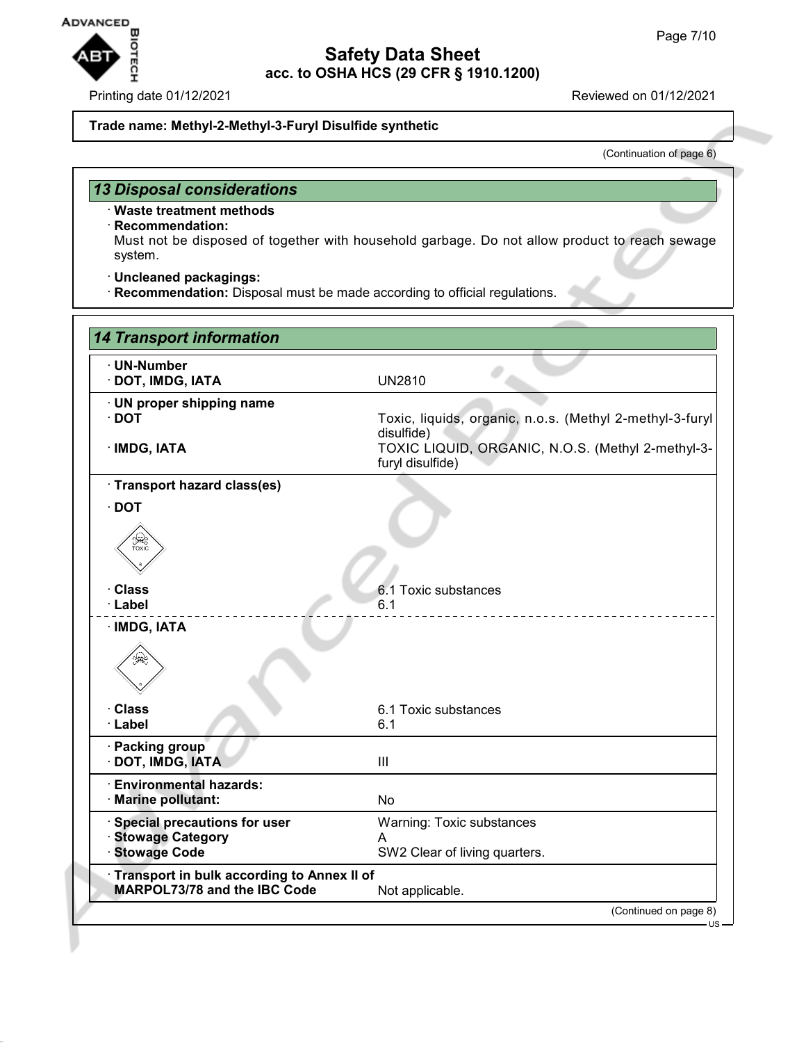**Trade name: Methyl-2-Methyl-3-Furyl Disulfide synthetic**

(Continuation of page 6)

## 13 Disposal considerations

· **Waste treatment methods**

· **Recommendation:**
Must not be disposed of together with household garbage. Do not allow product to reach sewage system.

· **Uncleaned packagings:**

· **Recommendation:** Disposal must be made according to official regulations.

## 14 Transport information

| | |
|---|---|
| · **UN-Number** | |
| · **DOT, IMDG, IATA** | UN2810 |
| · **UN proper shipping name** | |
| · **DOT** | Toxic, liquids, organic, n.o.s. (Methyl 2-methyl-3-furyl disulfide) |
| · **IMDG, IATA** | TOXIC LIQUID, ORGANIC, N.O.S. (Methyl 2-methyl-3-furyl disulfide) |
| · **Transport hazard class(es)** | |
| · **DOT** | |
| · **Class** | 6.1 Toxic substances |
| · **Label** | 6.1 |
| · **IMDG, IATA** | |
| · **Class** | 6.1 Toxic substances |
| · **Label** | 6.1 |
| · **Packing group** | |
| · **DOT, IMDG, IATA** | III |
| · **Environmental hazards:** | |
| · **Marine pollutant:** | No |
| · **Special precautions for user** | Warning: Toxic substances |
| · **Stowage Category** | A |
| · **Stowage Code** | SW2 Clear of living quarters. |
| · **Transport in bulk according to Annex II of MARPOL73/78 and the IBC Code** | Not applicable. |

(Continued on page 8)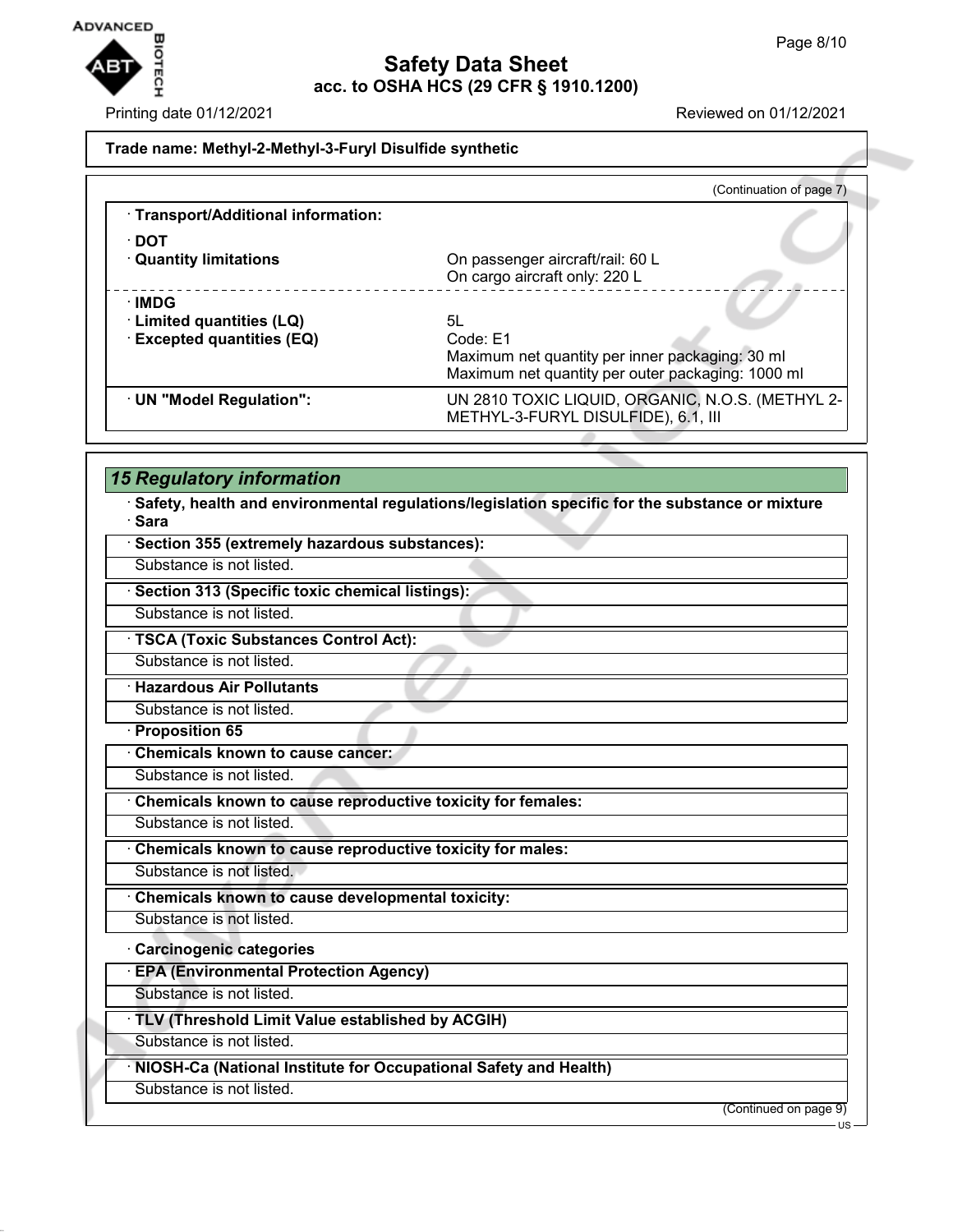**Trade name: Methyl-2-Methyl-3-Furyl Disulfide synthetic**

(Continuation of page 7)

· **Transport/Additional information:**

· **DOT**

| | |
|---|---|
| · **Quantity limitations** | On passenger aircraft/rail: 60 L<br>On cargo aircraft only: 220 L |

· **IMDG**

| | |
|---|---|
| · **Limited quantities (LQ)** | 5L |
| · **Excepted quantities (EQ)** | Code: E1<br>Maximum net quantity per inner packaging: 30 ml<br>Maximum net quantity per outer packaging: 1000 ml |

| | |
|---|---|
| · **UN "Model Regulation":** | UN 2810 TOXIC LIQUID, ORGANIC, N.O.S. (METHYL 2-METHYL-3-FURYL DISULFIDE), 6.1, III |

## 15 Regulatory information

· **Safety, health and environmental regulations/legislation specific for the substance or mixture**

· **Sara**

· **Section 355 (extremely hazardous substances):**

Substance is not listed.

· **Section 313 (Specific toxic chemical listings):**

Substance is not listed.

· **TSCA (Toxic Substances Control Act):**

Substance is not listed.

· **Hazardous Air Pollutants**

Substance is not listed.

· **Proposition 65**

· **Chemicals known to cause cancer:**

Substance is not listed.

· **Chemicals known to cause reproductive toxicity for females:**

Substance is not listed.

· **Chemicals known to cause reproductive toxicity for males:**

Substance is not listed.

· **Chemicals known to cause developmental toxicity:**

Substance is not listed.

· **Carcinogenic categories**

· **EPA (Environmental Protection Agency)**

Substance is not listed.

· **TLV (Threshold Limit Value established by ACGIH)**

Substance is not listed.

· **NIOSH-Ca (National Institute for Occupational Safety and Health)**

Substance is not listed.

(Continued on page 9)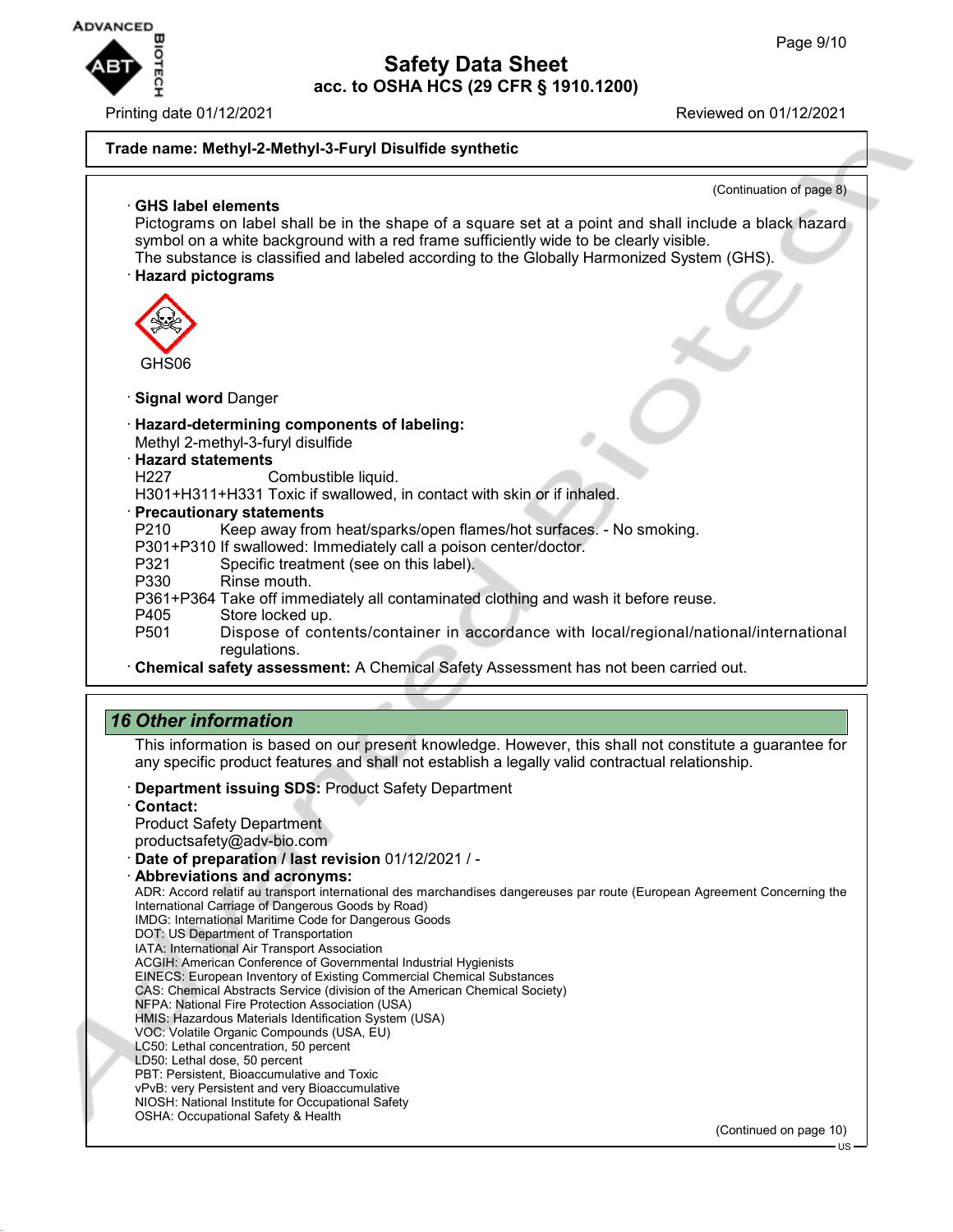**Trade name: Methyl-2-Methyl-3-Furyl Disulfide synthetic**

(Continuation of page 8)

· **GHS label elements**

Pictograms on label shall be in the shape of a square set at a point and shall include a black hazard symbol on a white background with a red frame sufficiently wide to be clearly visible.

The substance is classified and labeled according to the Globally Harmonized System (GHS).

· **Hazard pictograms**

GHS06

· **Signal word** Danger

· **Hazard-determining components of labeling:**

Methyl 2-methyl-3-furyl disulfide

· **Hazard statements**

H227 Combustible liquid.

H301+H311+H331 Toxic if swallowed, in contact with skin or if inhaled.

· **Precautionary statements**

P210 Keep away from heat/sparks/open flames/hot surfaces. - No smoking.

P301+P310 If swallowed: Immediately call a poison center/doctor.

P321 Specific treatment (see on this label).

P330 Rinse mouth.

P361+P364 Take off immediately all contaminated clothing and wash it before reuse.

P405 Store locked up.

P501 Dispose of contents/container in accordance with local/regional/national/international regulations.

· **Chemical safety assessment:** A Chemical Safety Assessment has not been carried out.

## *16 Other information*

This information is based on our present knowledge. However, this shall not constitute a guarantee for any specific product features and shall not establish a legally valid contractual relationship.

· **Department issuing SDS:** Product Safety Department

· **Contact:**

Product Safety Department

productsafety@adv-bio.com

· **Date of preparation / last revision** 01/12/2021 / -

· **Abbreviations and acronyms:**

ADR: Accord relatif au transport international des marchandises dangereuses par route (European Agreement Concerning the International Carriage of Dangerous Goods by Road)

IMDG: International Maritime Code for Dangerous Goods

DOT: US Department of Transportation

IATA: International Air Transport Association

ACGIH: American Conference of Governmental Industrial Hygienists

EINECS: European Inventory of Existing Commercial Chemical Substances

CAS: Chemical Abstracts Service (division of the American Chemical Society)

NFPA: National Fire Protection Association (USA)

HMIS: Hazardous Materials Identification System (USA)

VOC: Volatile Organic Compounds (USA, EU)

LC50: Lethal concentration, 50 percent

LD50: Lethal dose, 50 percent

PBT: Persistent, Bioaccumulative and Toxic

vPvB: very Persistent and very Bioaccumulative

NIOSH: National Institute for Occupational Safety

OSHA: Occupational Safety & Health

(Continued on page 10)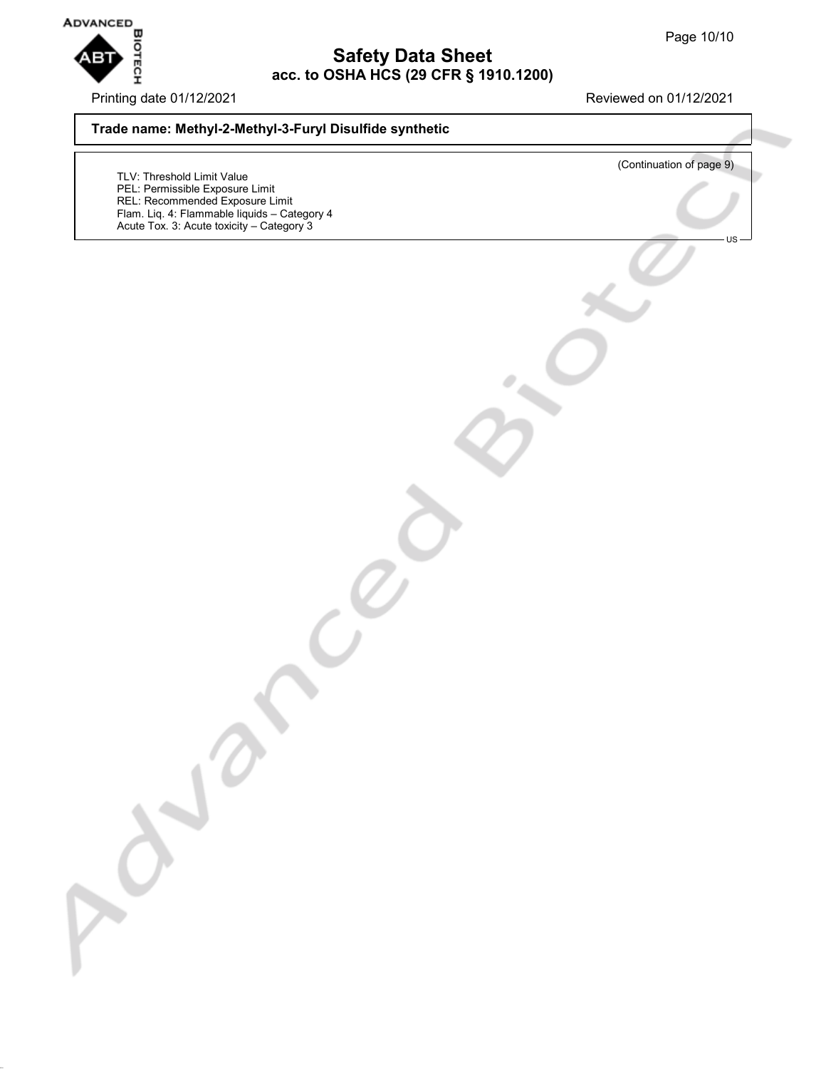**Trade name: Methyl-2-Methyl-3-Furyl Disulfide synthetic**

(Continuation of page 9)

TLV: Threshold Limit Value
PEL: Permissible Exposure Limit
REL: Recommended Exposure Limit
Flam. Liq. 4: Flammable liquids – Category 4
Acute Tox. 3: Acute toxicity – Category 3

US